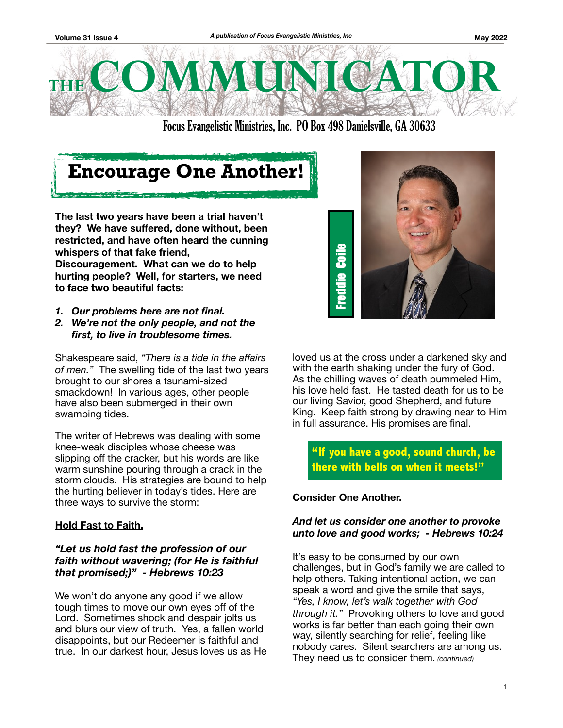# THE COMMUNICATOR

Focus Evangelistic Ministries, Inc. PO Box 498 Danielsville, GA 30633

## Encourage One Another!

Freddie Coile

**The last two years have been a trial haven't they? We have suffered, done without, been restricted, and have often heard the cunning whispers of that fake friend, Discouragement. What can we do to help hurting people? Well, for starters, we need to face two beautiful facts:**

1. ***Our problems here are not final.***
2. ***We're not the only people, and not the first, to live in troublesome times.***

Shakespeare said, *"There is a tide in the affairs of men."* The swelling tide of the last two years brought to our shores a tsunami-sized smackdown! In various ages, other people have also been submerged in their own swamping tides.

The writer of Hebrews was dealing with some knee-weak disciples whose cheese was slipping off the cracker, but his words are like warm sunshine pouring through a crack in the storm clouds. His strategies are bound to help the hurting believer in today's tides. Here are three ways to survive the storm:

**Hold Fast to Faith.**

***"Let us hold fast the profession of our faith without wavering; (for He is faithful that promised;)" - Hebrews 10:23***

We won't do anyone any good if we allow tough times to move our own eyes off of the Lord. Sometimes shock and despair jolts us and blurs our view of truth. Yes, a fallen world disappoints, but our Redeemer is faithful and true. In our darkest hour, Jesus loves us as He loved us at the cross under a darkened sky and with the earth shaking under the fury of God. As the chilling waves of death pummeled Him, his love held fast. He tasted death for us to be our living Savior, good Shepherd, and future King. Keep faith strong by drawing near to Him in full assurance. His promises are final.

> **"If you have a good, sound church, be there with bells on when it meets!"**

**Consider One Another.**

***And let us consider one another to provoke unto love and good works; - Hebrews 10:24***

It's easy to be consumed by our own challenges, but in God's family we are called to help others. Taking intentional action, we can speak a word and give the smile that says, *"Yes, I know, let's walk together with God through it."* Provoking others to love and good works is far better than each going their own way, silently searching for relief, feeling like nobody cares. Silent searchers are among us. They need us to consider them. *(continued)*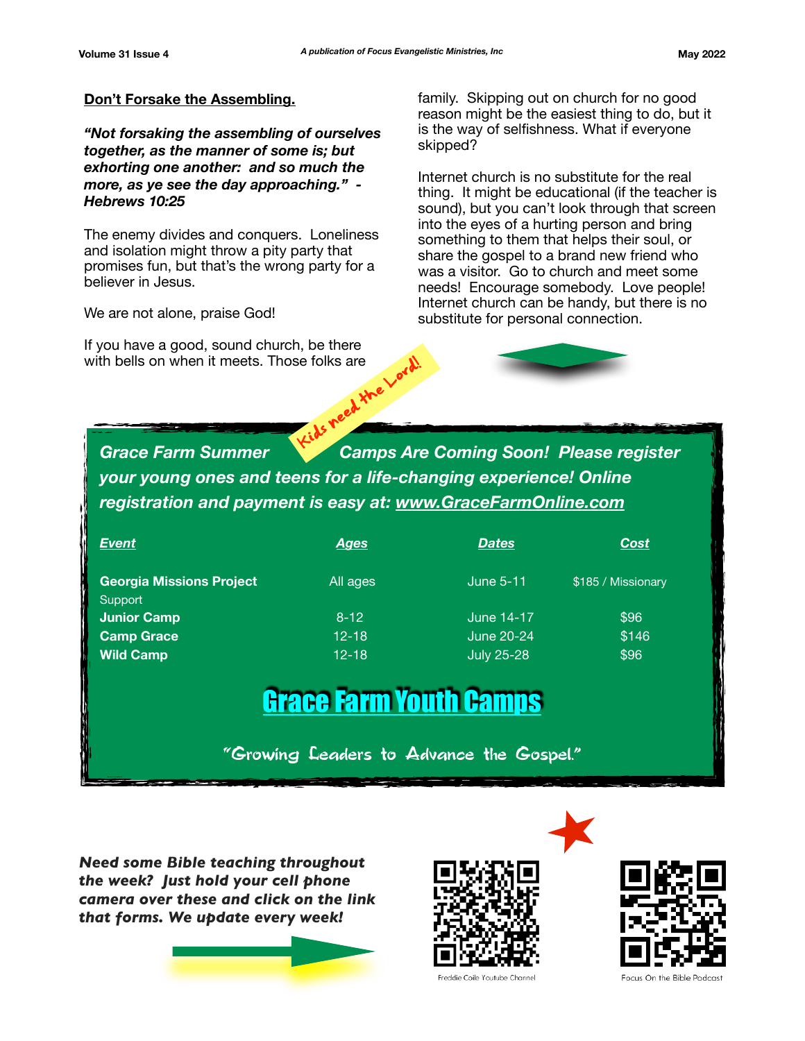## Don't Forsake the Assembling.

***"Not forsaking the assembling of ourselves together, as the manner of some is; but exhorting one another: and so much the more, as ye see the day approaching." - Hebrews 10:25***

The enemy divides and conquers. Loneliness and isolation might throw a pity party that promises fun, but that's the wrong party for a believer in Jesus.

We are not alone, praise God!

If you have a good, sound church, be there with bells on when it meets. Those folks are family. Skipping out on church for no good reason might be the easiest thing to do, but it is the way of selfishness. What if everyone skipped?

Internet church is no substitute for the real thing. It might be educational (if the teacher is sound), but you can't look through that screen into the eyes of a hurting person and bring something to them that helps their soul, or share the gospel to a brand new friend who was a visitor. Go to church and meet some needs! Encourage somebody. Love people! Internet church can be handy, but there is no substitute for personal connection.

Kids need the Lord!

***Grace Farm Summer Camps Are Coming Soon! Please register your young ones and teens for a life-changing experience! Online registration and payment is easy at: www.GraceFarmOnline.com***

| *Event* | *Ages* | *Dates* | *Cost* |
|---|---|---|---|
| **Georgia Missions Project** Support | All ages | June 5-11 | $185 / Missionary |
| **Junior Camp** | 8-12 | June 14-17 | $96 |
| **Camp Grace** | 12-18 | June 20-24 | $146 |
| **Wild Camp** | 12-18 | July 25-28 | $96 |

## Grace Farm Youth Camps

"Growing Leaders to Advance the Gospel."

***Need some Bible teaching throughout the week? Just hold your cell phone camera over these and click on the link that forms. We update every week!***

Freddie Coile Youtube Channel

Focus On the Bible Podcast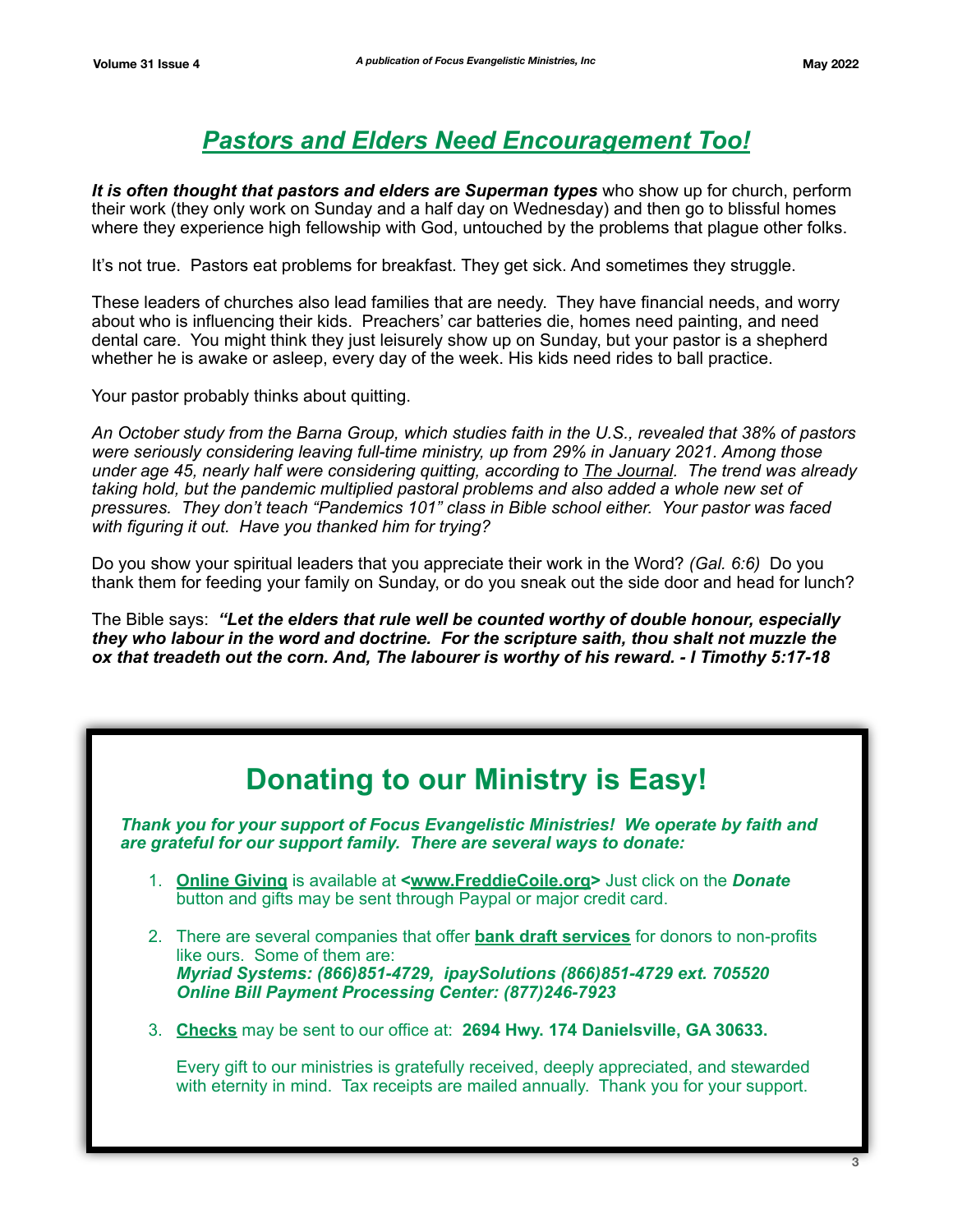# *Pastors and Elders Need Encouragement Too!*

***It is often thought that pastors and elders are Superman types*** who show up for church, perform their work (they only work on Sunday and a half day on Wednesday) and then go to blissful homes where they experience high fellowship with God, untouched by the problems that plague other folks.

It's not true. Pastors eat problems for breakfast. They get sick. And sometimes they struggle.

These leaders of churches also lead families that are needy. They have financial needs, and worry about who is influencing their kids. Preachers' car batteries die, homes need painting, and need dental care. You might think they just leisurely show up on Sunday, but your pastor is a shepherd whether he is awake or asleep, every day of the week. His kids need rides to ball practice.

Your pastor probably thinks about quitting.

*An October study from the Barna Group, which studies faith in the U.S., revealed that 38% of pastors were seriously considering leaving full-time ministry, up from 29% in January 2021. Among those under age 45, nearly half were considering quitting, according to The Journal. The trend was already taking hold, but the pandemic multiplied pastoral problems and also added a whole new set of pressures. They don't teach "Pandemics 101" class in Bible school either. Your pastor was faced with figuring it out. Have you thanked him for trying?*

Do you show your spiritual leaders that you appreciate their work in the Word? *(Gal. 6:6)* Do you thank them for feeding your family on Sunday, or do you sneak out the side door and head for lunch?

The Bible says: ***"Let the elders that rule well be counted worthy of double honour, especially they who labour in the word and doctrine. For the scripture saith, thou shalt not muzzle the ox that treadeth out the corn. And, The labourer is worthy of his reward. - I Timothy 5:17-18***

## Donating to our Ministry is Easy!

***Thank you for your support of Focus Evangelistic Ministries! We operate by faith and are grateful for our support family. There are several ways to donate:***

1. **Online Giving** is available at **<www.FreddieCoile.org>** Just click on the ***Donate*** button and gifts may be sent through Paypal or major credit card.
2. There are several companies that offer **bank draft services** for donors to non-profits like ours. Some of them are:
   ***Myriad Systems: (866)851-4729, ipaySolutions (866)851-4729 ext. 705520***
   ***Online Bill Payment Processing Center: (877)246-7923***
3. **Checks** may be sent to our office at: **2694 Hwy. 174 Danielsville, GA 30633.**

   Every gift to our ministries is gratefully received, deeply appreciated, and stewarded with eternity in mind. Tax receipts are mailed annually. Thank you for your support.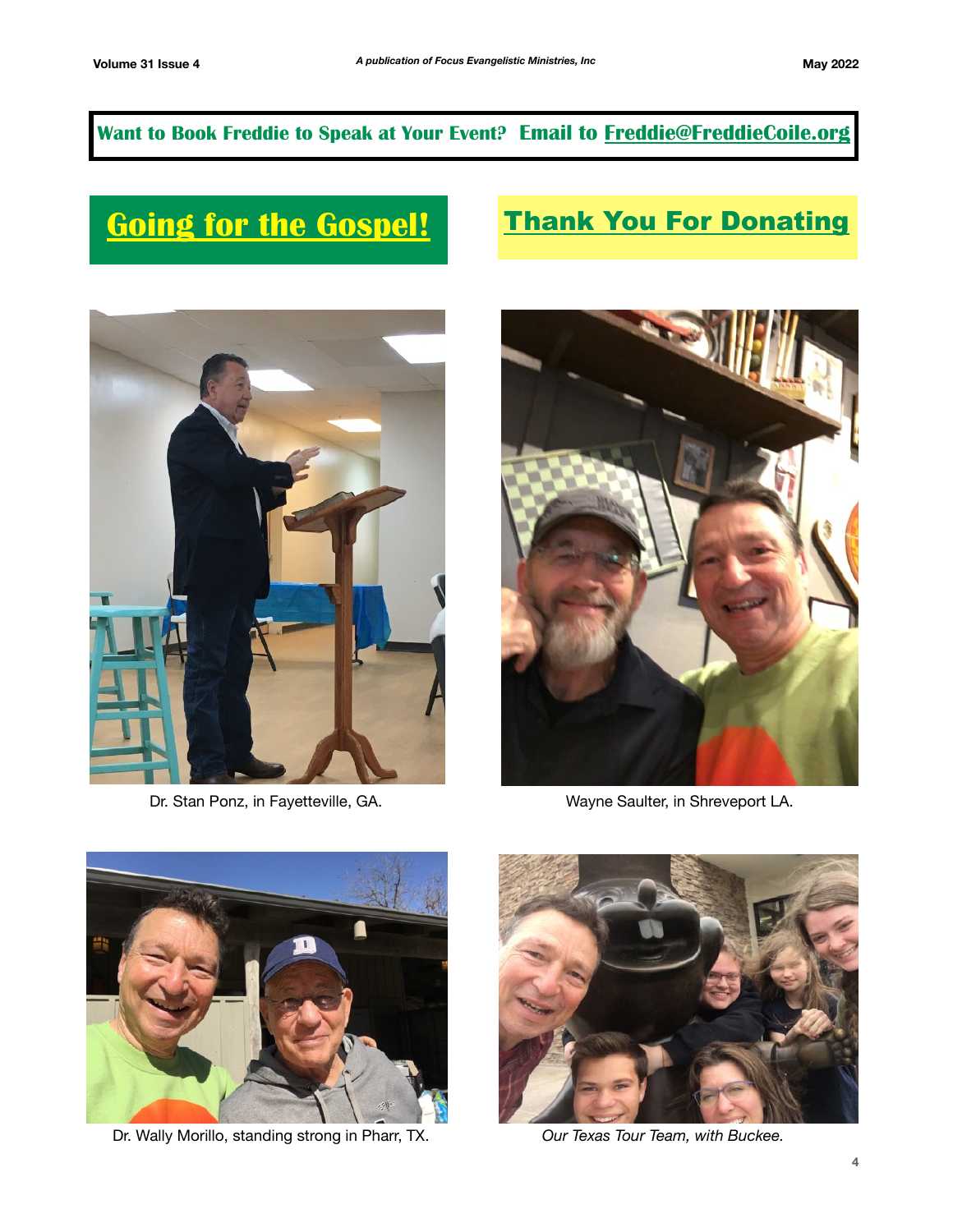**Want to Book Freddie to Speak at Your Event? Email to [Freddie@FreddieCoile.org](mailto:Freddie@FreddieCoile.org)**

## Going for the Gospel!

## Thank You For Donating

Dr. Stan Ponz, in Fayetteville, GA.

Wayne Saulter, in Shreveport LA.

Dr. Wally Morillo, standing strong in Pharr, TX.

*Our Texas Tour Team, with Buckee.*